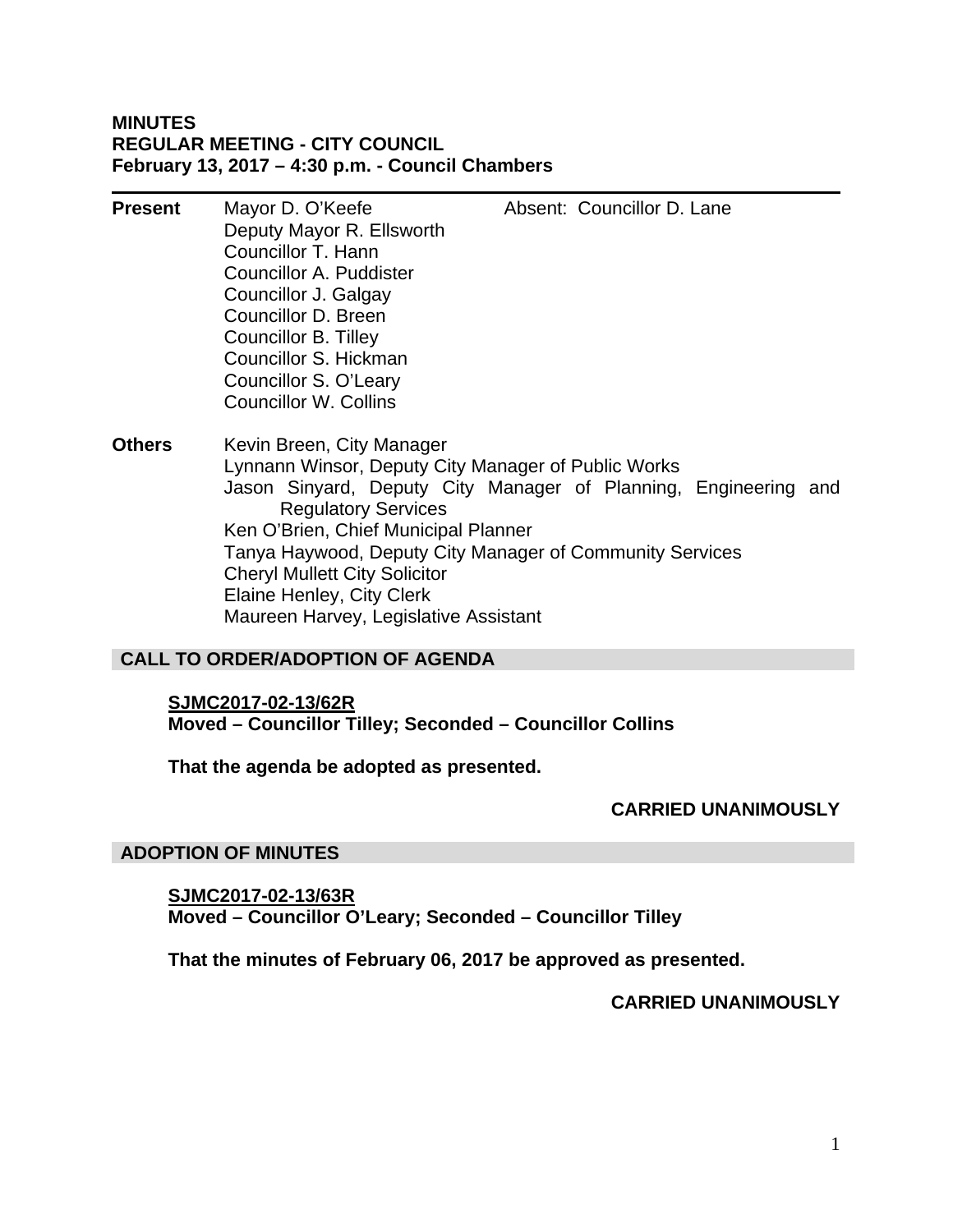**MINUTES**
**REGULAR MEETING - CITY COUNCIL**
**February 13, 2017 – 4:30 p.m. - Council Chambers**

---

**Present**
Mayor D. O'Keefe
Deputy Mayor R. Ellsworth
Councillor T. Hann
Councillor A. Puddister
Councillor J. Galgay
Councillor D. Breen
Councillor B. Tilley
Councillor S. Hickman
Councillor S. O'Leary
Councillor W. Collins

Absent: Councillor D. Lane

**Others**
Kevin Breen, City Manager
Lynnann Winsor, Deputy City Manager of Public Works
Jason Sinyard, Deputy City Manager of Planning, Engineering and Regulatory Services
Ken O'Brien, Chief Municipal Planner
Tanya Haywood, Deputy City Manager of Community Services
Cheryl Mullett City Solicitor
Elaine Henley, City Clerk
Maureen Harvey, Legislative Assistant

## CALL TO ORDER/ADOPTION OF AGENDA

**SJMC2017-02-13/62R**
**Moved – Councillor Tilley; Seconded – Councillor Collins**

**That the agenda be adopted as presented.**

**CARRIED UNANIMOUSLY**

## ADOPTION OF MINUTES

**SJMC2017-02-13/63R**
**Moved – Councillor O'Leary; Seconded – Councillor Tilley**

**That the minutes of February 06, 2017 be approved as presented.**

**CARRIED UNANIMOUSLY**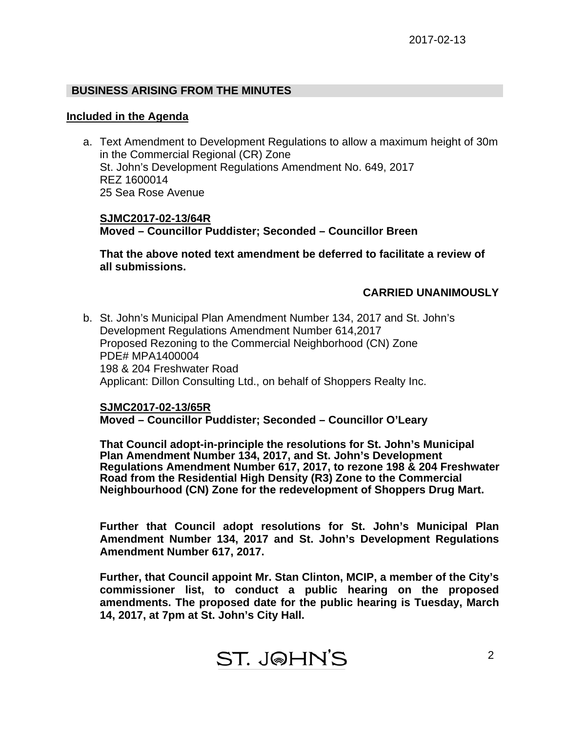## BUSINESS ARISING FROM THE MINUTES

**Included in the Agenda**

a. Text Amendment to Development Regulations to allow a maximum height of 30m in the Commercial Regional (CR) Zone
St. John's Development Regulations Amendment No. 649, 2017
REZ 1600014
25 Sea Rose Avenue

**SJMC2017-02-13/64R**
**Moved – Councillor Puddister; Seconded – Councillor Breen**

**That the above noted text amendment be deferred to facilitate a review of all submissions.**

**CARRIED UNANIMOUSLY**

b. St. John's Municipal Plan Amendment Number 134, 2017 and St. John's Development Regulations Amendment Number 614,2017
Proposed Rezoning to the Commercial Neighborhood (CN) Zone
PDE# MPA1400004
198 & 204 Freshwater Road
Applicant: Dillon Consulting Ltd., on behalf of Shoppers Realty Inc.

**SJMC2017-02-13/65R**
**Moved – Councillor Puddister; Seconded – Councillor O'Leary**

**That Council adopt-in-principle the resolutions for St. John's Municipal Plan Amendment Number 134, 2017, and St. John's Development Regulations Amendment Number 617, 2017, to rezone 198 & 204 Freshwater Road from the Residential High Density (R3) Zone to the Commercial Neighbourhood (CN) Zone for the redevelopment of Shoppers Drug Mart.**

**Further that Council adopt resolutions for St. John's Municipal Plan Amendment Number 134, 2017 and St. John's Development Regulations Amendment Number 617, 2017.**

**Further, that Council appoint Mr. Stan Clinton, MCIP, a member of the City's commissioner list, to conduct a public hearing on the proposed amendments. The proposed date for the public hearing is Tuesday, March 14, 2017, at 7pm at St. John's City Hall.**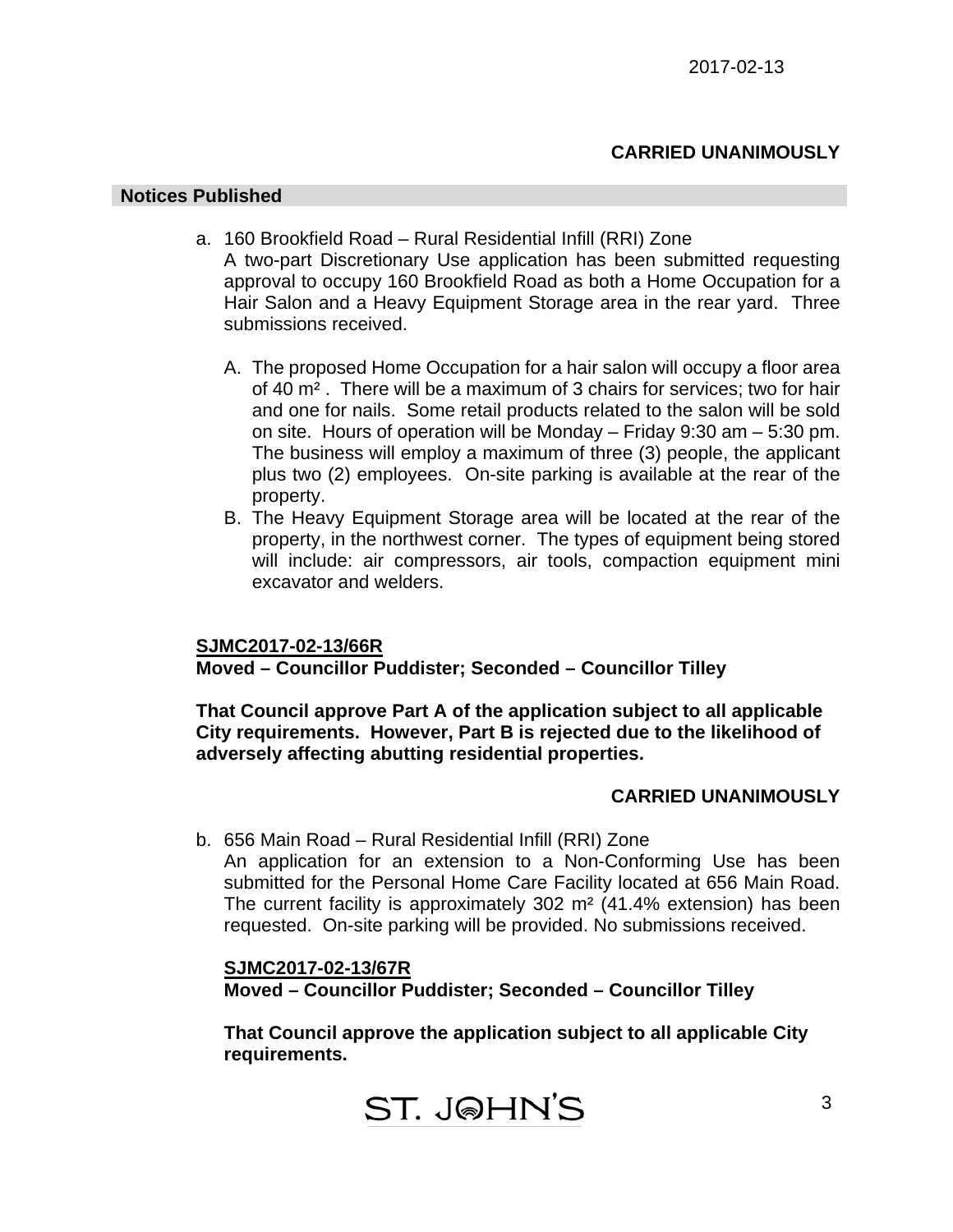**CARRIED UNANIMOUSLY**

## Notices Published

a. 160 Brookfield Road – Rural Residential Infill (RRI) Zone
   A two-part Discretionary Use application has been submitted requesting approval to occupy 160 Brookfield Road as both a Home Occupation for a Hair Salon and a Heavy Equipment Storage area in the rear yard. Three submissions received.

   A. The proposed Home Occupation for a hair salon will occupy a floor area of 40 m² . There will be a maximum of 3 chairs for services; two for hair and one for nails. Some retail products related to the salon will be sold on site. Hours of operation will be Monday – Friday 9:30 am – 5:30 pm. The business will employ a maximum of three (3) people, the applicant plus two (2) employees. On-site parking is available at the rear of the property.
   B. The Heavy Equipment Storage area will be located at the rear of the property, in the northwest corner. The types of equipment being stored will include: air compressors, air tools, compaction equipment mini excavator and welders.

**SJMC2017-02-13/66R**
**Moved – Councillor Puddister; Seconded – Councillor Tilley**

**That Council approve Part A of the application subject to all applicable City requirements. However, Part B is rejected due to the likelihood of adversely affecting abutting residential properties.**

**CARRIED UNANIMOUSLY**

b. 656 Main Road – Rural Residential Infill (RRI) Zone
   An application for an extension to a Non-Conforming Use has been submitted for the Personal Home Care Facility located at 656 Main Road. The current facility is approximately 302 m² (41.4% extension) has been requested. On-site parking will be provided. No submissions received.

   **SJMC2017-02-13/67R**
   **Moved – Councillor Puddister; Seconded – Councillor Tilley**

   **That Council approve the application subject to all applicable City requirements.**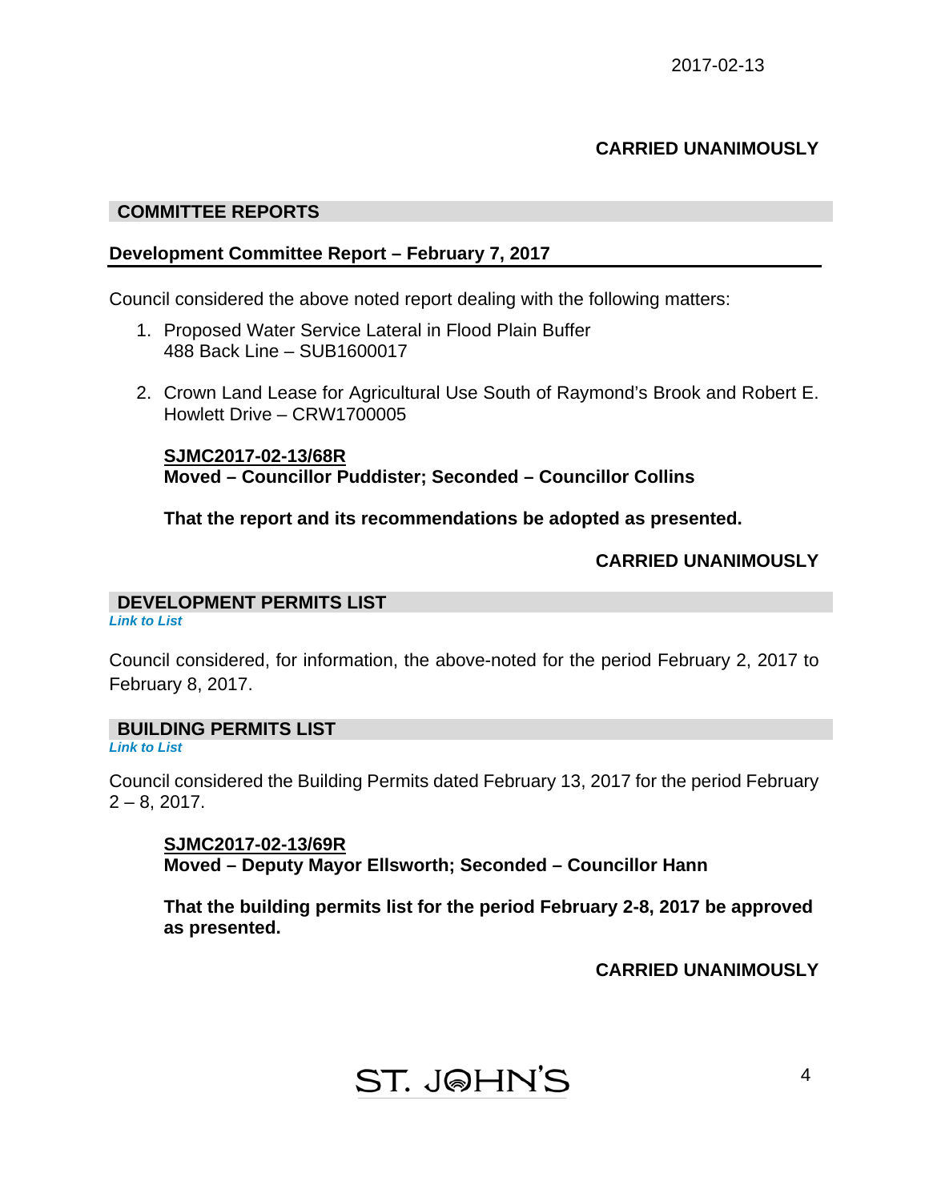**CARRIED UNANIMOUSLY**

## COMMITTEE REPORTS

### Development Committee Report – February 7, 2017

Council considered the above noted report dealing with the following matters:

1. Proposed Water Service Lateral in Flood Plain Buffer
   488 Back Line – SUB1600017

2. Crown Land Lease for Agricultural Use South of Raymond's Brook and Robert E. Howlett Drive – CRW1700005

   **SJMC2017-02-13/68R**
   **Moved – Councillor Puddister; Seconded – Councillor Collins**

   **That the report and its recommendations be adopted as presented.**

**CARRIED UNANIMOUSLY**

## DEVELOPMENT PERMITS LIST

***Link to List***

Council considered, for information, the above-noted for the period February 2, 2017 to February 8, 2017.

## BUILDING PERMITS LIST

***Link to List***

Council considered the Building Permits dated February 13, 2017 for the period February 2 – 8, 2017.

**SJMC2017-02-13/69R**
**Moved – Deputy Mayor Ellsworth; Seconded – Councillor Hann**

**That the building permits list for the period February 2-8, 2017 be approved as presented.**

**CARRIED UNANIMOUSLY**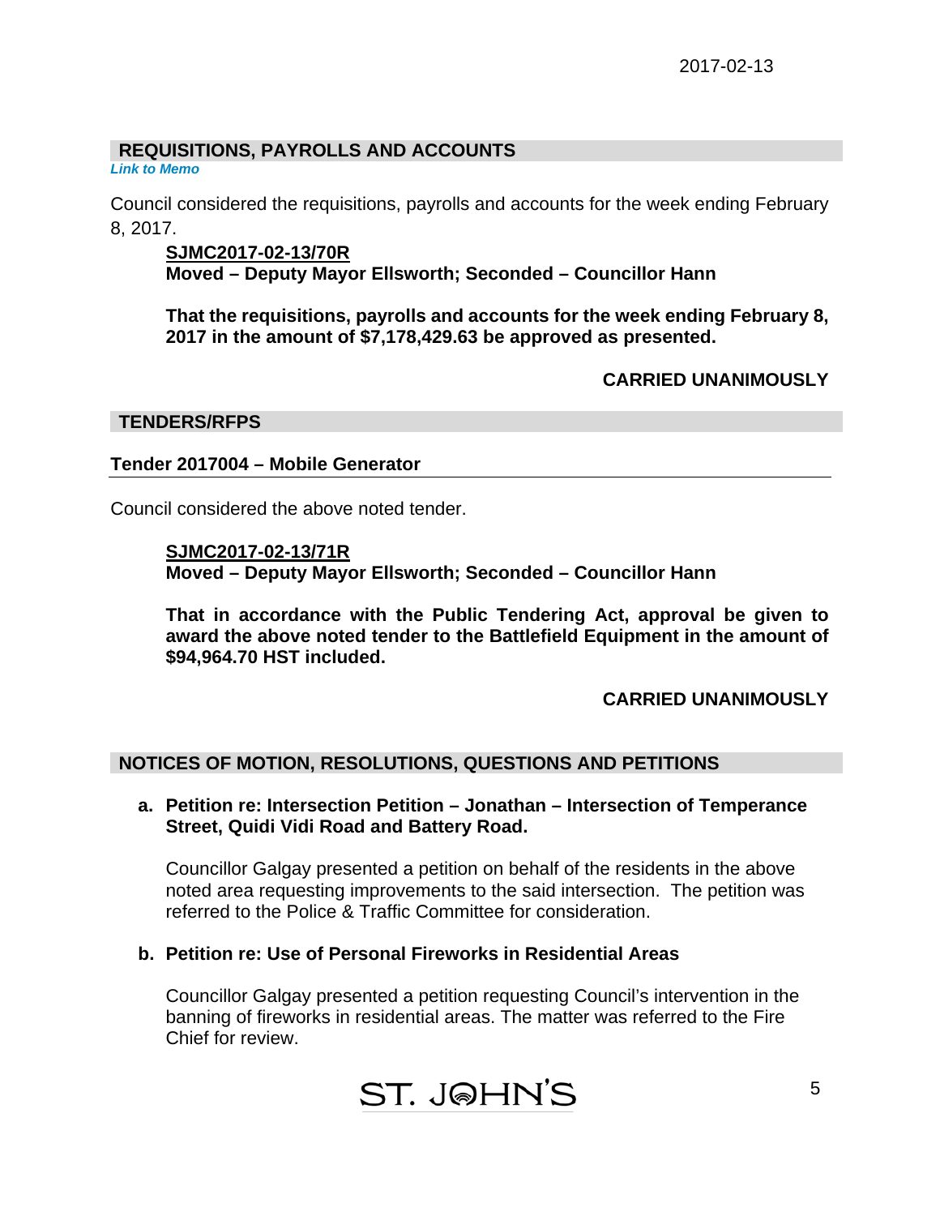## REQUISITIONS, PAYROLLS AND ACCOUNTS

*Link to Memo*

Council considered the requisitions, payrolls and accounts for the week ending February 8, 2017.

**SJMC2017-02-13/70R**
**Moved – Deputy Mayor Ellsworth; Seconded – Councillor Hann**

**That the requisitions, payrolls and accounts for the week ending February 8, 2017 in the amount of $7,178,429.63 be approved as presented.**

**CARRIED UNANIMOUSLY**

## TENDERS/RFPS

### Tender 2017004 – Mobile Generator

Council considered the above noted tender.

**SJMC2017-02-13/71R**
**Moved – Deputy Mayor Ellsworth; Seconded – Councillor Hann**

**That in accordance with the Public Tendering Act, approval be given to award the above noted tender to the Battlefield Equipment in the amount of $94,964.70 HST included.**

**CARRIED UNANIMOUSLY**

## NOTICES OF MOTION, RESOLUTIONS, QUESTIONS AND PETITIONS

**a. Petition re: Intersection Petition – Jonathan – Intersection of Temperance Street, Quidi Vidi Road and Battery Road.**

Councillor Galgay presented a petition on behalf of the residents in the above noted area requesting improvements to the said intersection. The petition was referred to the Police & Traffic Committee for consideration.

**b. Petition re: Use of Personal Fireworks in Residential Areas**

Councillor Galgay presented a petition requesting Council's intervention in the banning of fireworks in residential areas. The matter was referred to the Fire Chief for review.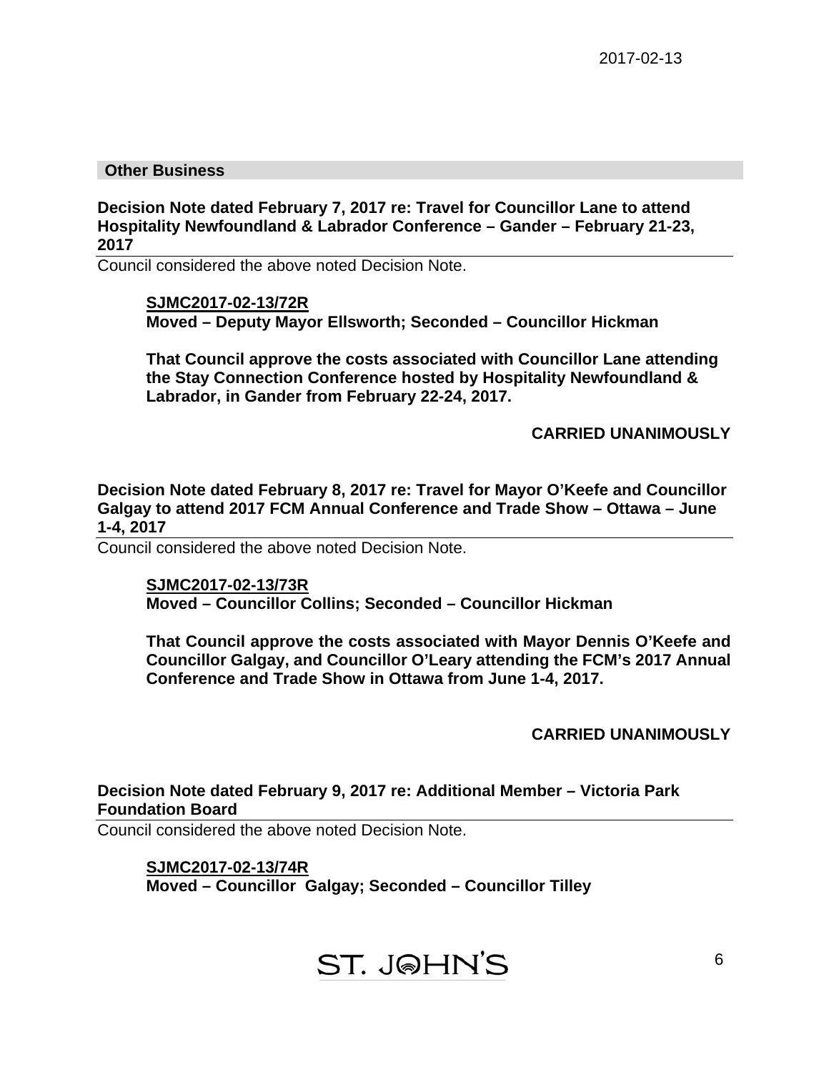## Other Business

**Decision Note dated February 7, 2017 re: Travel for Councillor Lane to attend Hospitality Newfoundland & Labrador Conference – Gander – February 21-23, 2017**

Council considered the above noted Decision Note.

> **SJMC2017-02-13/72R**
> **Moved – Deputy Mayor Ellsworth; Seconded – Councillor Hickman**
>
> **That Council approve the costs associated with Councillor Lane attending the Stay Connection Conference hosted by Hospitality Newfoundland & Labrador, in Gander from February 22-24, 2017.**
>
> **CARRIED UNANIMOUSLY**

**Decision Note dated February 8, 2017 re: Travel for Mayor O'Keefe and Councillor Galgay to attend 2017 FCM Annual Conference and Trade Show – Ottawa – June 1-4, 2017**

Council considered the above noted Decision Note.

> **SJMC2017-02-13/73R**
> **Moved – Councillor Collins; Seconded – Councillor Hickman**
>
> **That Council approve the costs associated with Mayor Dennis O'Keefe and Councillor Galgay, and Councillor O'Leary attending the FCM's 2017 Annual Conference and Trade Show in Ottawa from June 1-4, 2017.**
>
> **CARRIED UNANIMOUSLY**

**Decision Note dated February 9, 2017 re: Additional Member – Victoria Park Foundation Board**

Council considered the above noted Decision Note.

> **SJMC2017-02-13/74R**
> **Moved – Councillor Galgay; Seconded – Councillor Tilley**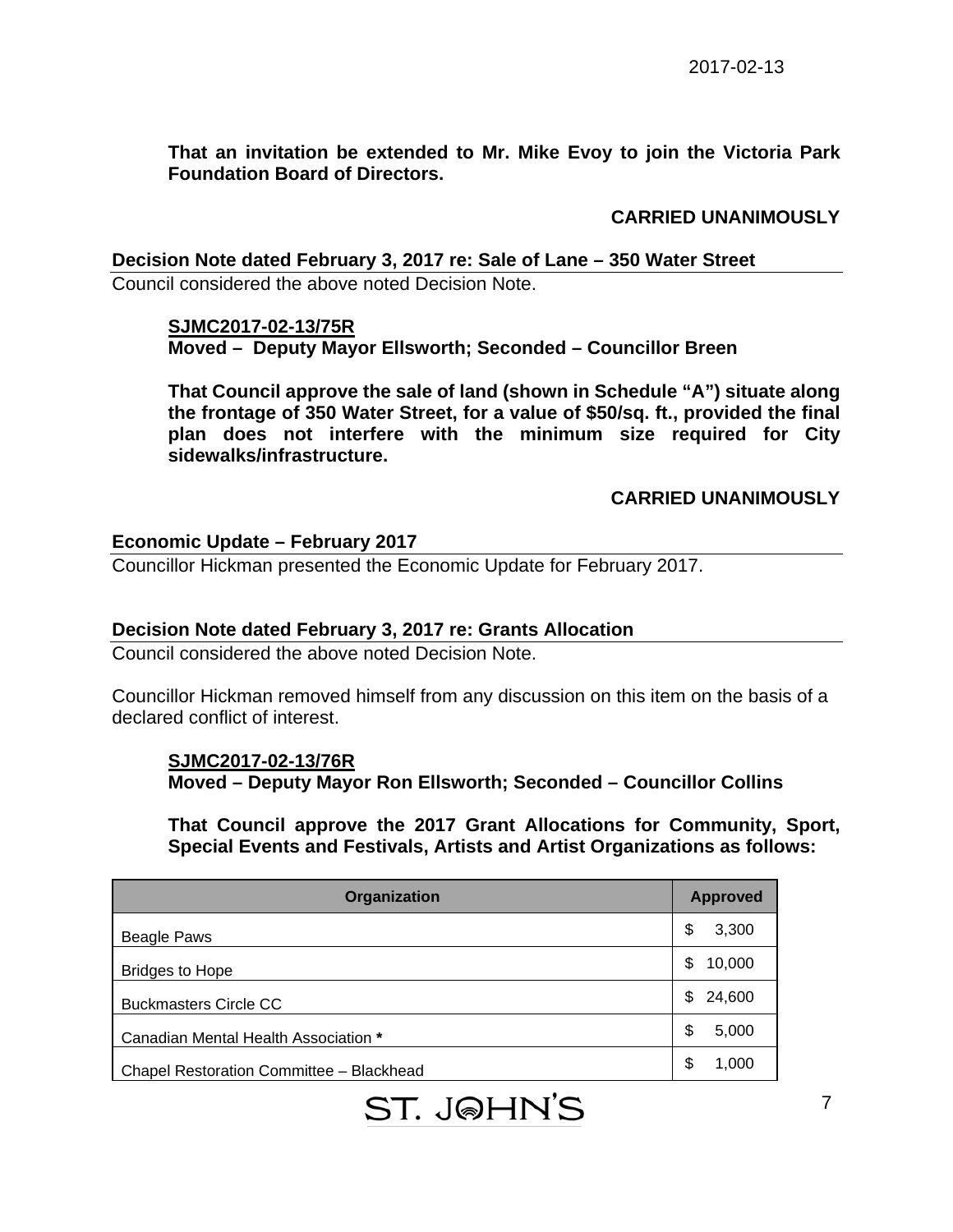**That an invitation be extended to Mr. Mike Evoy to join the Victoria Park Foundation Board of Directors.**

**CARRIED UNANIMOUSLY**

**Decision Note dated February 3, 2017 re: Sale of Lane – 350 Water Street**

Council considered the above noted Decision Note.

**SJMC2017-02-13/75R**
**Moved – Deputy Mayor Ellsworth; Seconded – Councillor Breen**

**That Council approve the sale of land (shown in Schedule "A") situate along the frontage of 350 Water Street, for a value of $50/sq. ft., provided the final plan does not interfere with the minimum size required for City sidewalks/infrastructure.**

**CARRIED UNANIMOUSLY**

**Economic Update – February 2017**

Councillor Hickman presented the Economic Update for February 2017.

**Decision Note dated February 3, 2017 re: Grants Allocation**

Council considered the above noted Decision Note.

Councillor Hickman removed himself from any discussion on this item on the basis of a declared conflict of interest.

**SJMC2017-02-13/76R**
**Moved – Deputy Mayor Ron Ellsworth; Seconded – Councillor Collins**

**That Council approve the 2017 Grant Allocations for Community, Sport, Special Events and Festivals, Artists and Artist Organizations as follows:**

| Organization | Approved |
|---|---|
| Beagle Paws | $ 3,300 |
| Bridges to Hope | $ 10,000 |
| Buckmasters Circle CC | $ 24,600 |
| Canadian Mental Health Association * | $ 5,000 |
| Chapel Restoration Committee – Blackhead | $ 1,000 |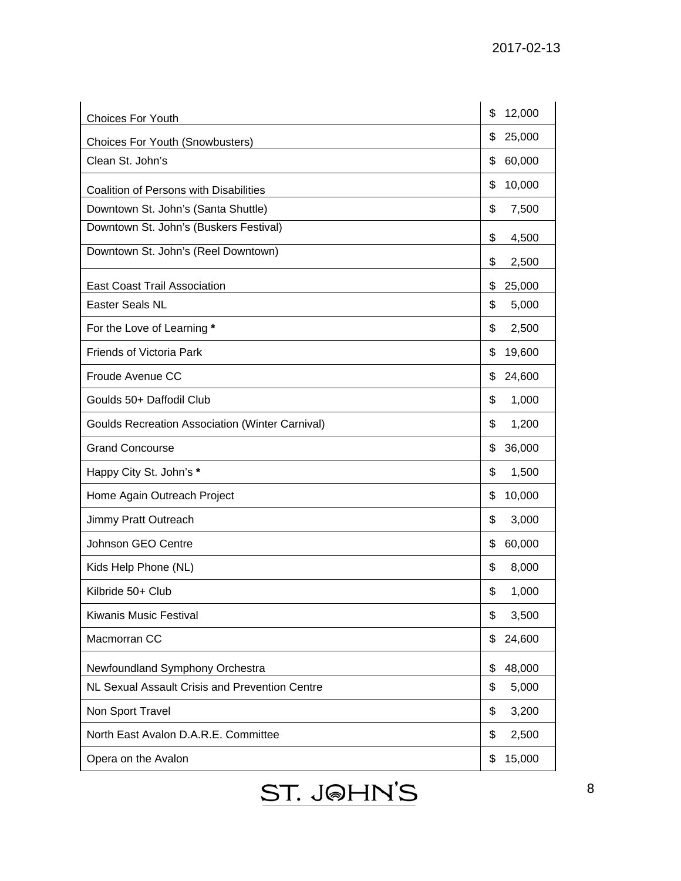| | |
|---|---|
| Choices For Youth | $ 12,000 |
| Choices For Youth (Snowbusters) | $ 25,000 |
| Clean St. John's | $ 60,000 |
| Coalition of Persons with Disabilities | $ 10,000 |
| Downtown St. John's (Santa Shuttle) | $ 7,500 |
| Downtown St. John's (Buskers Festival) | $ 4,500 |
| Downtown St. John's (Reel Downtown) | $ 2,500 |
| East Coast Trail Association | $ 25,000 |
| Easter Seals NL | $ 5,000 |
| For the Love of Learning **\*** | $ 2,500 |
| Friends of Victoria Park | $ 19,600 |
| Froude Avenue CC | $ 24,600 |
| Goulds 50+ Daffodil Club | $ 1,000 |
| Goulds Recreation Association (Winter Carnival) | $ 1,200 |
| Grand Concourse | $ 36,000 |
| Happy City St. John's **\*** | $ 1,500 |
| Home Again Outreach Project | $ 10,000 |
| Jimmy Pratt Outreach | $ 3,000 |
| Johnson GEO Centre | $ 60,000 |
| Kids Help Phone (NL) | $ 8,000 |
| Kilbride 50+ Club | $ 1,000 |
| Kiwanis Music Festival | $ 3,500 |
| Macmorran CC | $ 24,600 |
| Newfoundland Symphony Orchestra | $ 48,000 |
| NL Sexual Assault Crisis and Prevention Centre | $ 5,000 |
| Non Sport Travel | $ 3,200 |
| North East Avalon D.A.R.E. Committee | $ 2,500 |
| Opera on the Avalon | $ 15,000 |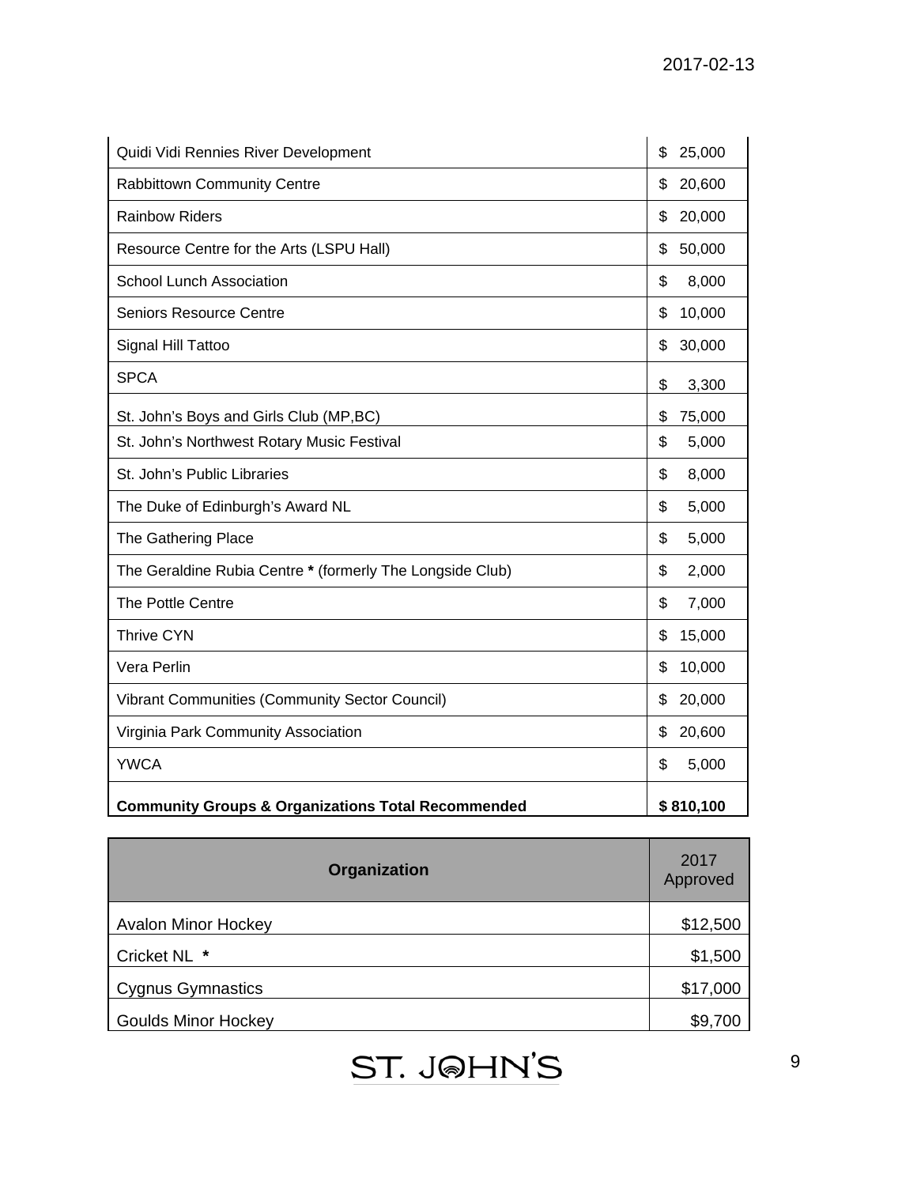| | |
|---|---|
| Quidi Vidi Rennies River Development | $ 25,000 |
| Rabbittown Community Centre | $ 20,600 |
| Rainbow Riders | $ 20,000 |
| Resource Centre for the Arts (LSPU Hall) | $ 50,000 |
| School Lunch Association | $ 8,000 |
| Seniors Resource Centre | $ 10,000 |
| Signal Hill Tattoo | $ 30,000 |
| SPCA | $ 3,300 |
| St. John's Boys and Girls Club (MP,BC) | $ 75,000 |
| St. John's Northwest Rotary Music Festival | $ 5,000 |
| St. John's Public Libraries | $ 8,000 |
| The Duke of Edinburgh's Award NL | $ 5,000 |
| The Gathering Place | $ 5,000 |
| The Geraldine Rubia Centre * (formerly The Longside Club) | $ 2,000 |
| The Pottle Centre | $ 7,000 |
| Thrive CYN | $ 15,000 |
| Vera Perlin | $ 10,000 |
| Vibrant Communities (Community Sector Council) | $ 20,000 |
| Virginia Park Community Association | $ 20,600 |
| YWCA | $ 5,000 |
| **Community Groups & Organizations Total Recommended** | **$ 810,100** |

| Organization | 2017 Approved |
|---|---|
| Avalon Minor Hockey | $12,500 |
| Cricket NL * | $1,500 |
| Cygnus Gymnastics | $17,000 |
| Goulds Minor Hockey | $9,700 |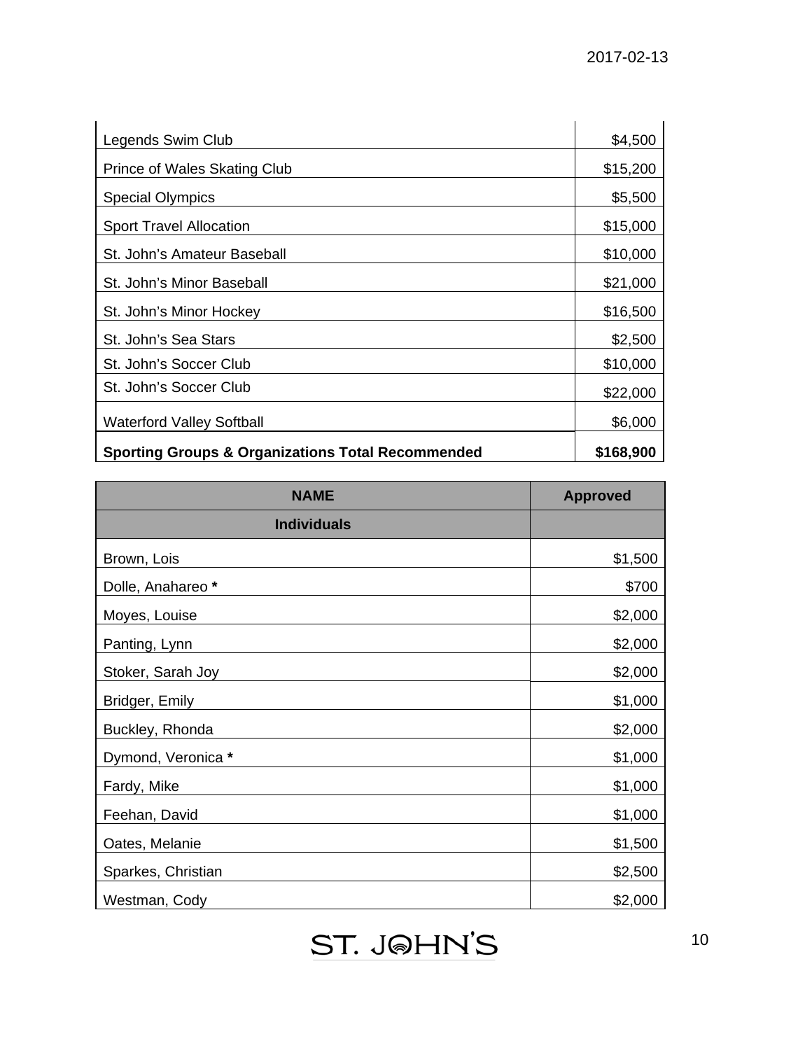| | |
|---|---|
| Legends Swim Club | $4,500 |
| Prince of Wales Skating Club | $15,200 |
| Special Olympics | $5,500 |
| Sport Travel Allocation | $15,000 |
| St. John's Amateur Baseball | $10,000 |
| St. John's Minor Baseball | $21,000 |
| St. John's Minor Hockey | $16,500 |
| St. John's Sea Stars | $2,500 |
| St. John's Soccer Club | $10,000 |
| St. John's Soccer Club | $22,000 |
| Waterford Valley Softball | $6,000 |
| **Sporting Groups & Organizations Total Recommended** | **$168,900** |

| NAME | Approved |
|---|---|
| **Individuals** | |
| Brown, Lois | $1,500 |
| Dolle, Anahareo **\*** | $700 |
| Moyes, Louise | $2,000 |
| Panting, Lynn | $2,000 |
| Stoker, Sarah Joy | $2,000 |
| Bridger, Emily | $1,000 |
| Buckley, Rhonda | $2,000 |
| Dymond, Veronica **\*** | $1,000 |
| Fardy, Mike | $1,000 |
| Feehan, David | $1,000 |
| Oates, Melanie | $1,500 |
| Sparkes, Christian | $2,500 |
| Westman, Cody | $2,000 |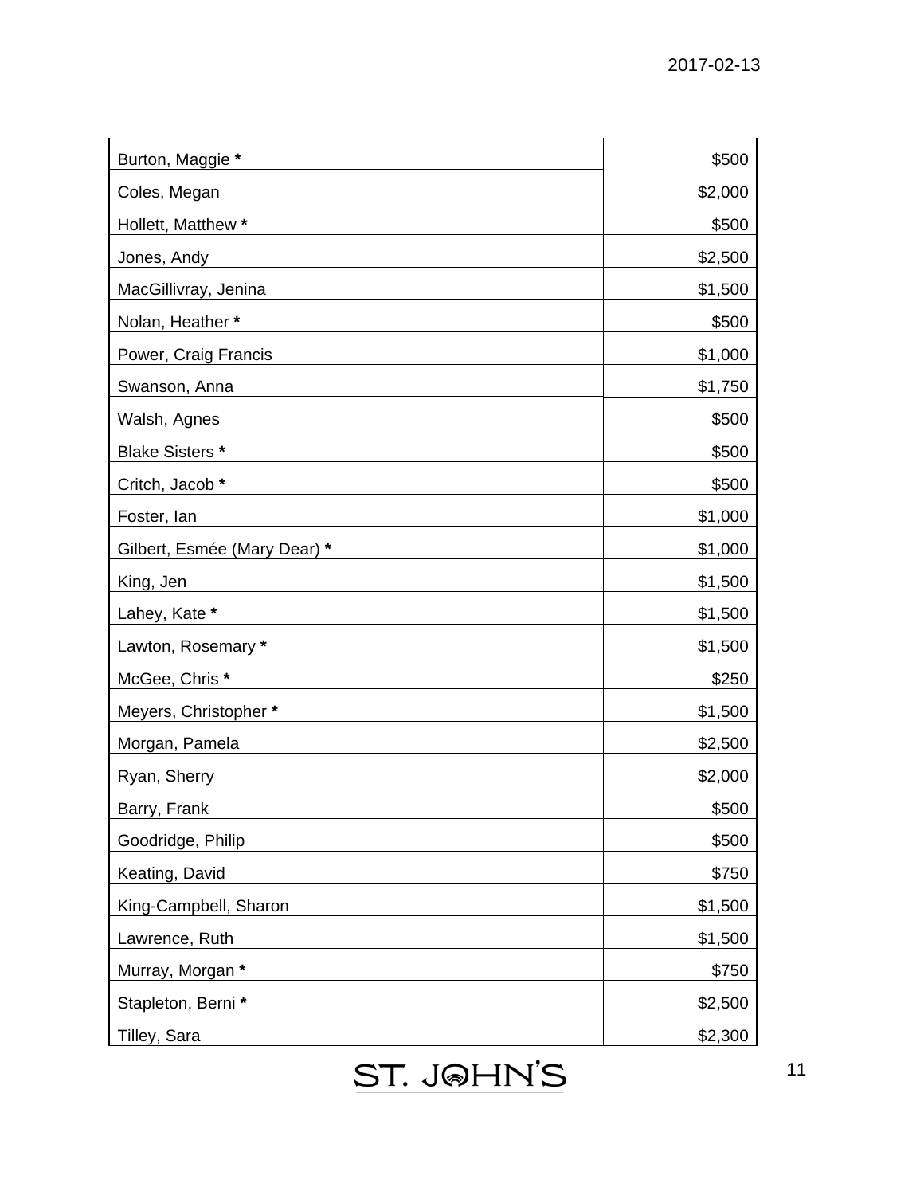| | |
|---|---|
| Burton, Maggie * | $500 |
| Coles, Megan | $2,000 |
| Hollett, Matthew * | $500 |
| Jones, Andy | $2,500 |
| MacGillivray, Jenina | $1,500 |
| Nolan, Heather * | $500 |
| Power, Craig Francis | $1,000 |
| Swanson, Anna | $1,750 |
| Walsh, Agnes | $500 |
| Blake Sisters * | $500 |
| Critch, Jacob * | $500 |
| Foster, Ian | $1,000 |
| Gilbert, Esmée (Mary Dear) * | $1,000 |
| King, Jen | $1,500 |
| Lahey, Kate * | $1,500 |
| Lawton, Rosemary * | $1,500 |
| McGee, Chris * | $250 |
| Meyers, Christopher * | $1,500 |
| Morgan, Pamela | $2,500 |
| Ryan, Sherry | $2,000 |
| Barry, Frank | $500 |
| Goodridge, Philip | $500 |
| Keating, David | $750 |
| King-Campbell, Sharon | $1,500 |
| Lawrence, Ruth | $1,500 |
| Murray, Morgan * | $750 |
| Stapleton, Berni * | $2,500 |
| Tilley, Sara | $2,300 |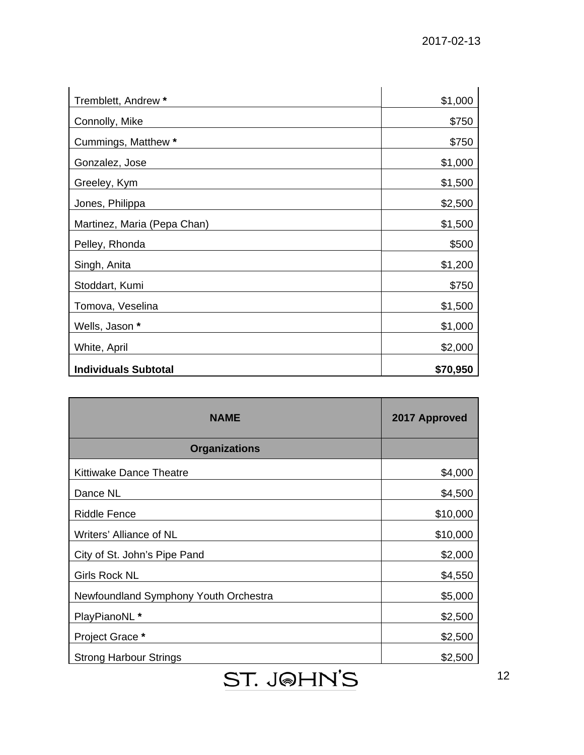| | |
|---|---:|
| Tremblett, Andrew **\*** | $1,000 |
| Connolly, Mike | $750 |
| Cummings, Matthew **\*** | $750 |
| Gonzalez, Jose | $1,000 |
| Greeley, Kym | $1,500 |
| Jones, Philippa | $2,500 |
| Martinez, Maria (Pepa Chan) | $1,500 |
| Pelley, Rhonda | $500 |
| Singh, Anita | $1,200 |
| Stoddart, Kumi | $750 |
| Tomova, Veselina | $1,500 |
| Wells, Jason **\*** | $1,000 |
| White, April | $2,000 |
| **Individuals Subtotal** | **$70,950** |

| NAME | 2017 Approved |
|---|---:|
| **Organizations** | |
| Kittiwake Dance Theatre | $4,000 |
| Dance NL | $4,500 |
| Riddle Fence | $10,000 |
| Writers' Alliance of NL | $10,000 |
| City of St. John's Pipe Pand | $2,000 |
| Girls Rock NL | $4,550 |
| Newfoundland Symphony Youth Orchestra | $5,000 |
| PlayPianoNL **\*** | $2,500 |
| Project Grace **\*** | $2,500 |
| Strong Harbour Strings | $2,500 |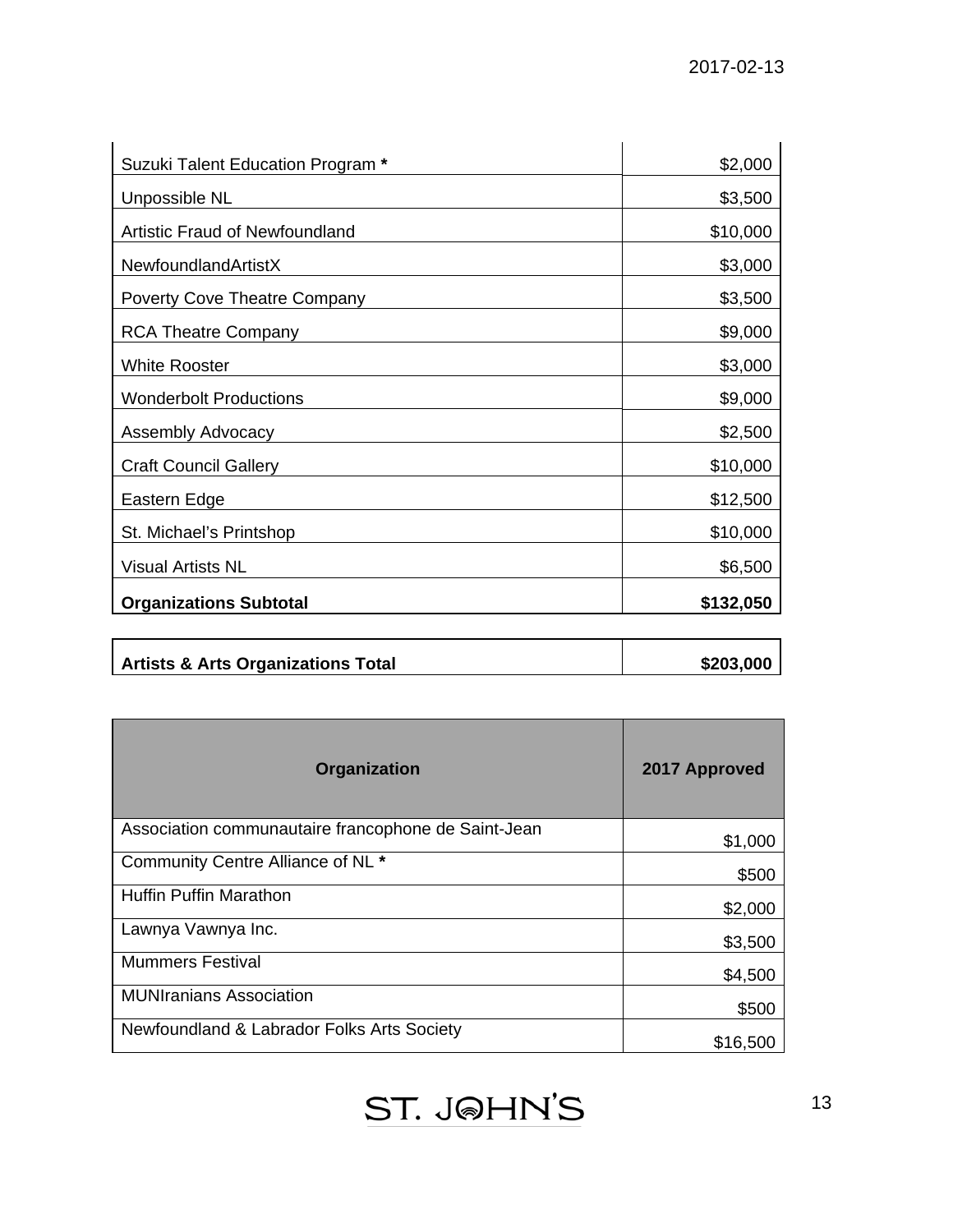| | |
|---|---|
| Suzuki Talent Education Program * | $2,000 |
| Unpossible NL | $3,500 |
| Artistic Fraud of Newfoundland | $10,000 |
| NewfoundlandArtistX | $3,000 |
| Poverty Cove Theatre Company | $3,500 |
| RCA Theatre Company | $9,000 |
| White Rooster | $3,000 |
| Wonderbolt Productions | $9,000 |
| Assembly Advocacy | $2,500 |
| Craft Council Gallery | $10,000 |
| Eastern Edge | $12,500 |
| St. Michael's Printshop | $10,000 |
| Visual Artists NL | $6,500 |
| **Organizations Subtotal** | **$132,050** |

| | |
|---|---|
| **Artists & Arts Organizations Total** | **$203,000** |

| Organization | 2017 Approved |
|---|---|
| Association communautaire francophone de Saint-Jean | $1,000 |
| Community Centre Alliance of NL * | $500 |
| Huffin Puffin Marathon | $2,000 |
| Lawnya Vawnya Inc. | $3,500 |
| Mummers Festival | $4,500 |
| MUNIranians Association | $500 |
| Newfoundland & Labrador Folks Arts Society | $16,500 |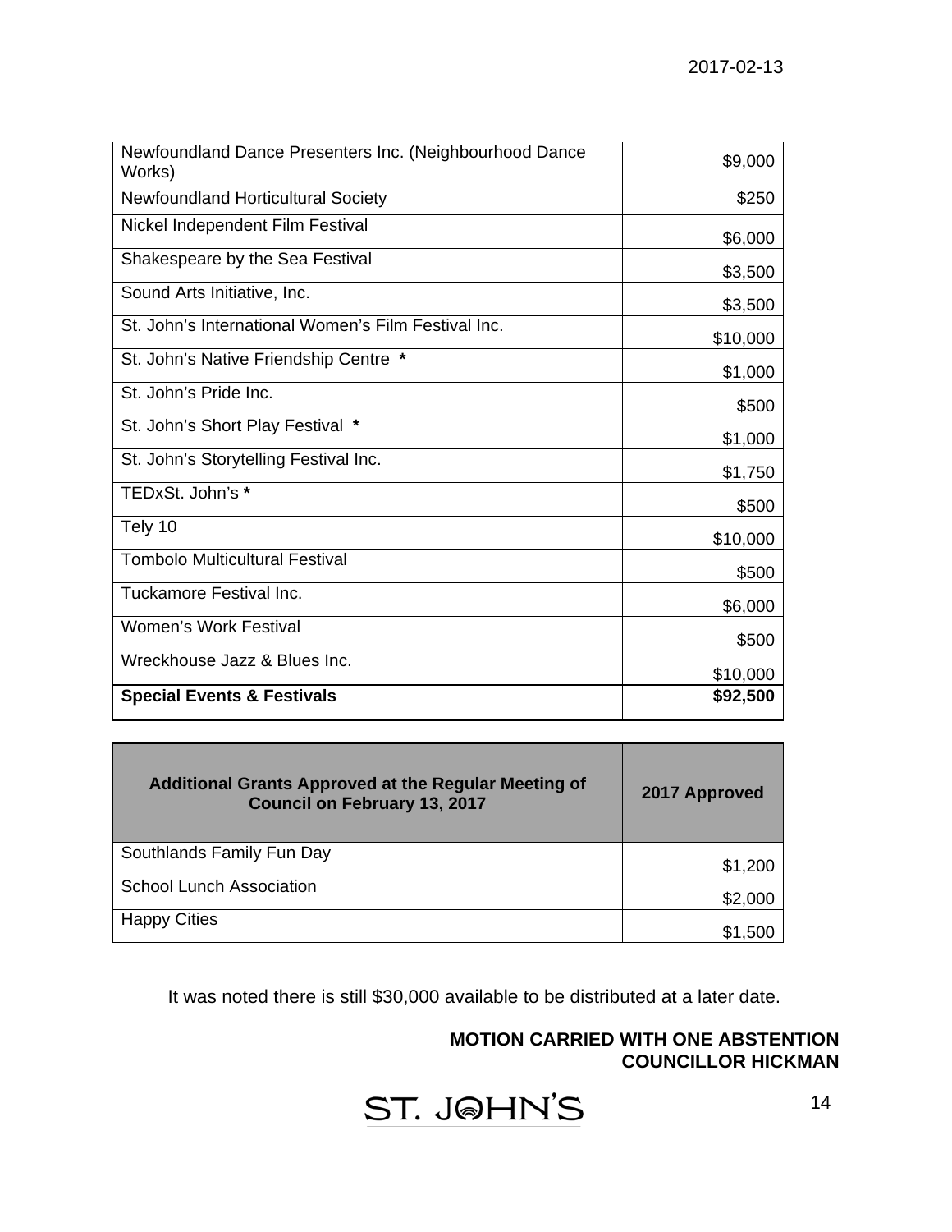| | |
|---|---|
| Newfoundland Dance Presenters Inc. (Neighbourhood Dance Works) | $9,000 |
| Newfoundland Horticultural Society | $250 |
| Nickel Independent Film Festival | $6,000 |
| Shakespeare by the Sea Festival | $3,500 |
| Sound Arts Initiative, Inc. | $3,500 |
| St. John's International Women's Film Festival Inc. | $10,000 |
| St. John's Native Friendship Centre * | $1,000 |
| St. John's Pride Inc. | $500 |
| St. John's Short Play Festival * | $1,000 |
| St. John's Storytelling Festival Inc. | $1,750 |
| TEDxSt. John's * | $500 |
| Tely 10 | $10,000 |
| Tombolo Multicultural Festival | $500 |
| Tuckamore Festival Inc. | $6,000 |
| Women's Work Festival | $500 |
| Wreckhouse Jazz & Blues Inc. | $10,000 |
| **Special Events & Festivals** | **$92,500** |

| Additional Grants Approved at the Regular Meeting of Council on February 13, 2017 | 2017 Approved |
|---|---|
| Southlands Family Fun Day | $1,200 |
| School Lunch Association | $2,000 |
| Happy Cities | $1,500 |

It was noted there is still $30,000 available to be distributed at a later date.

**MOTION CARRIED WITH ONE ABSTENTION COUNCILLOR HICKMAN**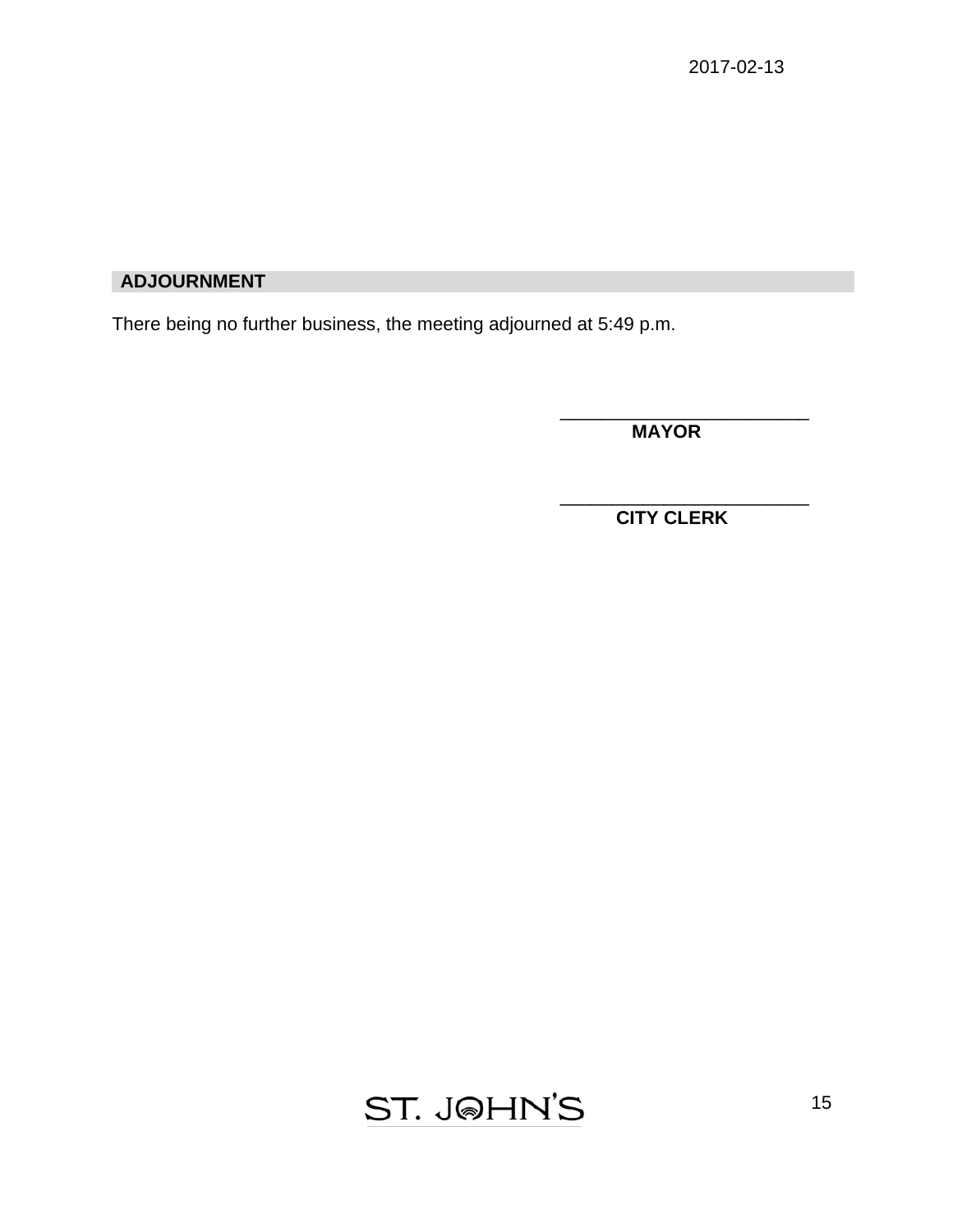## ADJOURNMENT

There being no further business, the meeting adjourned at 5:49 p.m.

\_\_\_\_\_\_\_\_\_\_\_\_\_\_\_\_\_\_\_\_\_\_\_\_\_\_

**MAYOR**

\_\_\_\_\_\_\_\_\_\_\_\_\_\_\_\_\_\_\_\_\_\_\_\_\_\_

**CITY CLERK**